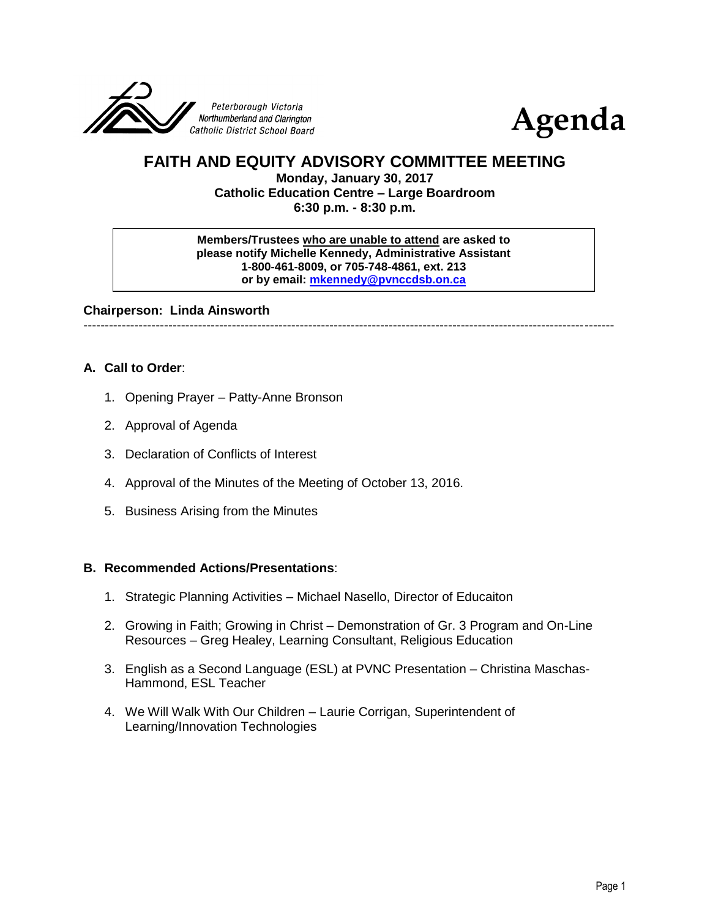Peterborough Victoria
Northumberland and Clarington
Catholic District School Board

# Agenda

## FAITH AND EQUITY ADVISORY COMMITTEE MEETING

**Monday, January 30, 2017**
**Catholic Education Centre – Large Boardroom**
**6:30 p.m. - 8:30 p.m.**

> **Members/Trustees who are unable to attend are asked to please notify Michelle Kennedy, Administrative Assistant 1-800-461-8009, or 705-748-4861, ext. 213 or by email: mkennedy@pvnccdsb.on.ca**

**Chairperson: Linda Ainsworth**

---

### A. Call to Order:

1. Opening Prayer – Patty-Anne Bronson
2. Approval of Agenda
3. Declaration of Conflicts of Interest
4. Approval of the Minutes of the Meeting of October 13, 2016.
5. Business Arising from the Minutes

### B. Recommended Actions/Presentations:

1. Strategic Planning Activities – Michael Nasello, Director of Educaiton
2. Growing in Faith; Growing in Christ – Demonstration of Gr. 3 Program and On-Line Resources – Greg Healey, Learning Consultant, Religious Education
3. English as a Second Language (ESL) at PVNC Presentation – Christina Maschas-Hammond, ESL Teacher
4. We Will Walk With Our Children – Laurie Corrigan, Superintendent of Learning/Innovation Technologies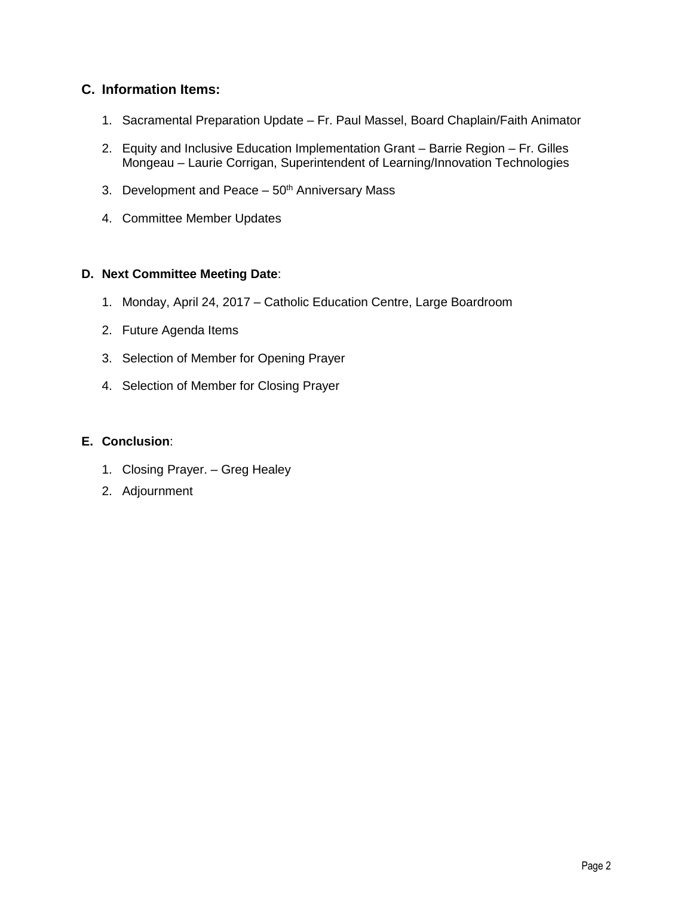## C. Information Items:

1. Sacramental Preparation Update – Fr. Paul Massel, Board Chaplain/Faith Animator

2. Equity and Inclusive Education Implementation Grant – Barrie Region – Fr. Gilles Mongeau – Laurie Corrigan, Superintendent of Learning/Innovation Technologies

3. Development and Peace – 50th Anniversary Mass

4. Committee Member Updates

## D. Next Committee Meeting Date:

1. Monday, April 24, 2017 – Catholic Education Centre, Large Boardroom

2. Future Agenda Items

3. Selection of Member for Opening Prayer

4. Selection of Member for Closing Prayer

## E. Conclusion:

1. Closing Prayer. – Greg Healey
2. Adjournment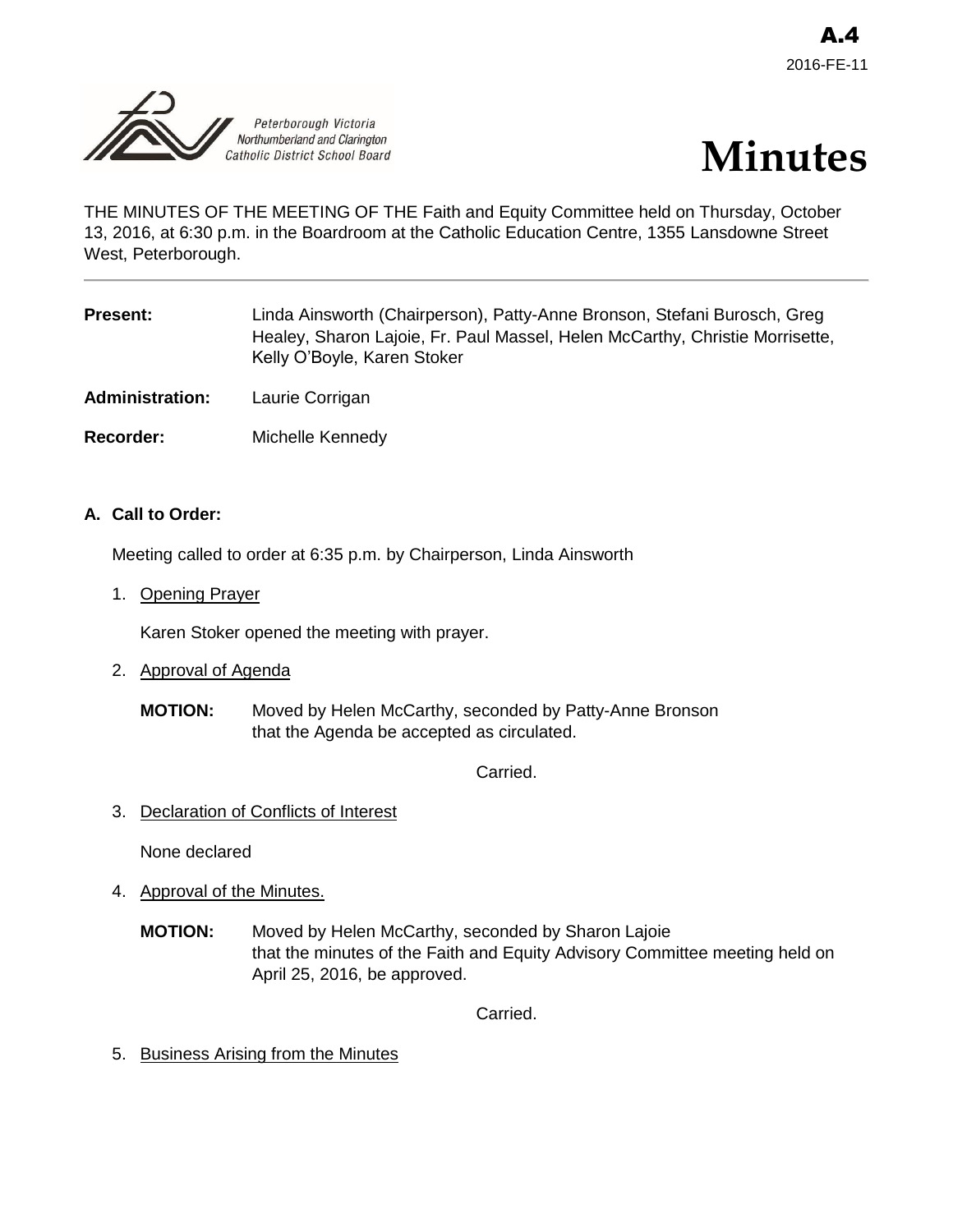A.4
2016-FE-11

Peterborough Victoria Northumberland and Clarington Catholic District School Board

# Minutes

THE MINUTES OF THE MEETING OF THE Faith and Equity Committee held on Thursday, October 13, 2016, at 6:30 p.m. in the Boardroom at the Catholic Education Centre, 1355 Lansdowne Street West, Peterborough.

---

**Present:** Linda Ainsworth (Chairperson), Patty-Anne Bronson, Stefani Burosch, Greg Healey, Sharon Lajoie, Fr. Paul Massel, Helen McCarthy, Christie Morrisette, Kelly O'Boyle, Karen Stoker

**Administration:** Laurie Corrigan

**Recorder:** Michelle Kennedy

## A. Call to Order:

Meeting called to order at 6:35 p.m. by Chairperson, Linda Ainsworth

1. Opening Prayer

   Karen Stoker opened the meeting with prayer.

2. Approval of Agenda

   **MOTION:** Moved by Helen McCarthy, seconded by Patty-Anne Bronson that the Agenda be accepted as circulated.

   Carried.

3. Declaration of Conflicts of Interest

   None declared

4. Approval of the Minutes.

   **MOTION:** Moved by Helen McCarthy, seconded by Sharon Lajoie that the minutes of the Faith and Equity Advisory Committee meeting held on April 25, 2016, be approved.

   Carried.

5. Business Arising from the Minutes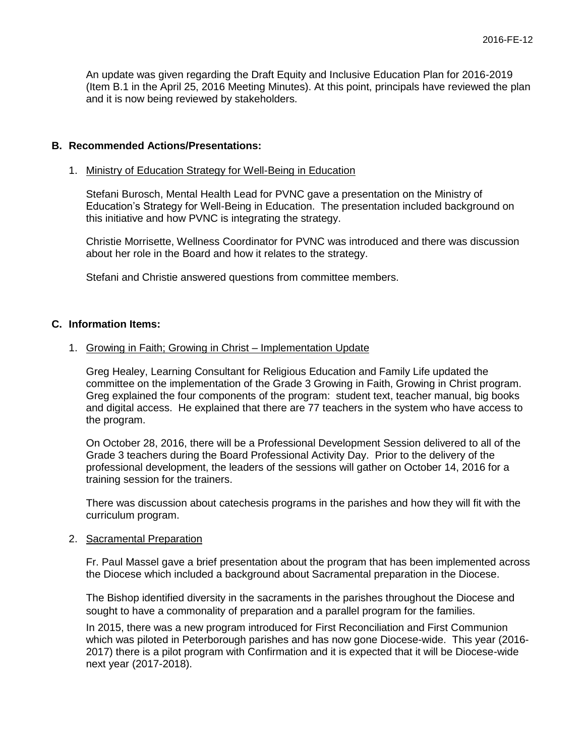An update was given regarding the Draft Equity and Inclusive Education Plan for 2016-2019 (Item B.1 in the April 25, 2016 Meeting Minutes). At this point, principals have reviewed the plan and it is now being reviewed by stakeholders.

## B. Recommended Actions/Presentations:

1. Ministry of Education Strategy for Well-Being in Education

   Stefani Burosch, Mental Health Lead for PVNC gave a presentation on the Ministry of Education's Strategy for Well-Being in Education. The presentation included background on this initiative and how PVNC is integrating the strategy.

   Christie Morrisette, Wellness Coordinator for PVNC was introduced and there was discussion about her role in the Board and how it relates to the strategy.

   Stefani and Christie answered questions from committee members.

## C. Information Items:

1. Growing in Faith; Growing in Christ – Implementation Update

   Greg Healey, Learning Consultant for Religious Education and Family Life updated the committee on the implementation of the Grade 3 Growing in Faith, Growing in Christ program. Greg explained the four components of the program: student text, teacher manual, big books and digital access. He explained that there are 77 teachers in the system who have access to the program.

   On October 28, 2016, there will be a Professional Development Session delivered to all of the Grade 3 teachers during the Board Professional Activity Day. Prior to the delivery of the professional development, the leaders of the sessions will gather on October 14, 2016 for a training session for the trainers.

   There was discussion about catechesis programs in the parishes and how they will fit with the curriculum program.

2. Sacramental Preparation

   Fr. Paul Massel gave a brief presentation about the program that has been implemented across the Diocese which included a background about Sacramental preparation in the Diocese.

   The Bishop identified diversity in the sacraments in the parishes throughout the Diocese and sought to have a commonality of preparation and a parallel program for the families.

   In 2015, there was a new program introduced for First Reconciliation and First Communion which was piloted in Peterborough parishes and has now gone Diocese-wide. This year (2016-2017) there is a pilot program with Confirmation and it is expected that it will be Diocese-wide next year (2017-2018).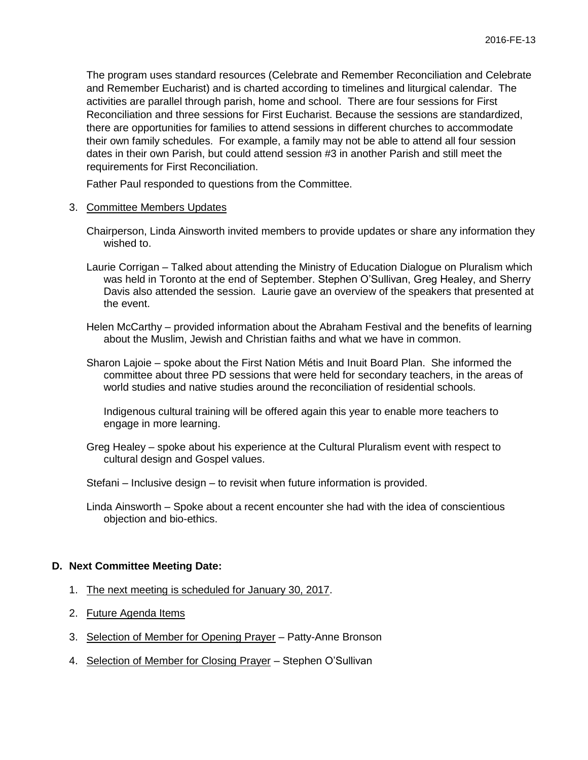The program uses standard resources (Celebrate and Remember Reconciliation and Celebrate and Remember Eucharist) and is charted according to timelines and liturgical calendar. The activities are parallel through parish, home and school. There are four sessions for First Reconciliation and three sessions for First Eucharist. Because the sessions are standardized, there are opportunities for families to attend sessions in different churches to accommodate their own family schedules. For example, a family may not be able to attend all four session dates in their own Parish, but could attend session #3 in another Parish and still meet the requirements for First Reconciliation.

Father Paul responded to questions from the Committee.

3. Committee Members Updates

Chairperson, Linda Ainsworth invited members to provide updates or share any information they wished to.

Laurie Corrigan – Talked about attending the Ministry of Education Dialogue on Pluralism which was held in Toronto at the end of September. Stephen O'Sullivan, Greg Healey, and Sherry Davis also attended the session. Laurie gave an overview of the speakers that presented at the event.

Helen McCarthy – provided information about the Abraham Festival and the benefits of learning about the Muslim, Jewish and Christian faiths and what we have in common.

Sharon Lajoie – spoke about the First Nation Métis and Inuit Board Plan. She informed the committee about three PD sessions that were held for secondary teachers, in the areas of world studies and native studies around the reconciliation of residential schools.

Indigenous cultural training will be offered again this year to enable more teachers to engage in more learning.

Greg Healey – spoke about his experience at the Cultural Pluralism event with respect to cultural design and Gospel values.

Stefani – Inclusive design – to revisit when future information is provided.

Linda Ainsworth – Spoke about a recent encounter she had with the idea of conscientious objection and bio-ethics.

**D. Next Committee Meeting Date:**

1. The next meeting is scheduled for January 30, 2017.
2. Future Agenda Items
3. Selection of Member for Opening Prayer – Patty-Anne Bronson
4. Selection of Member for Closing Prayer – Stephen O'Sullivan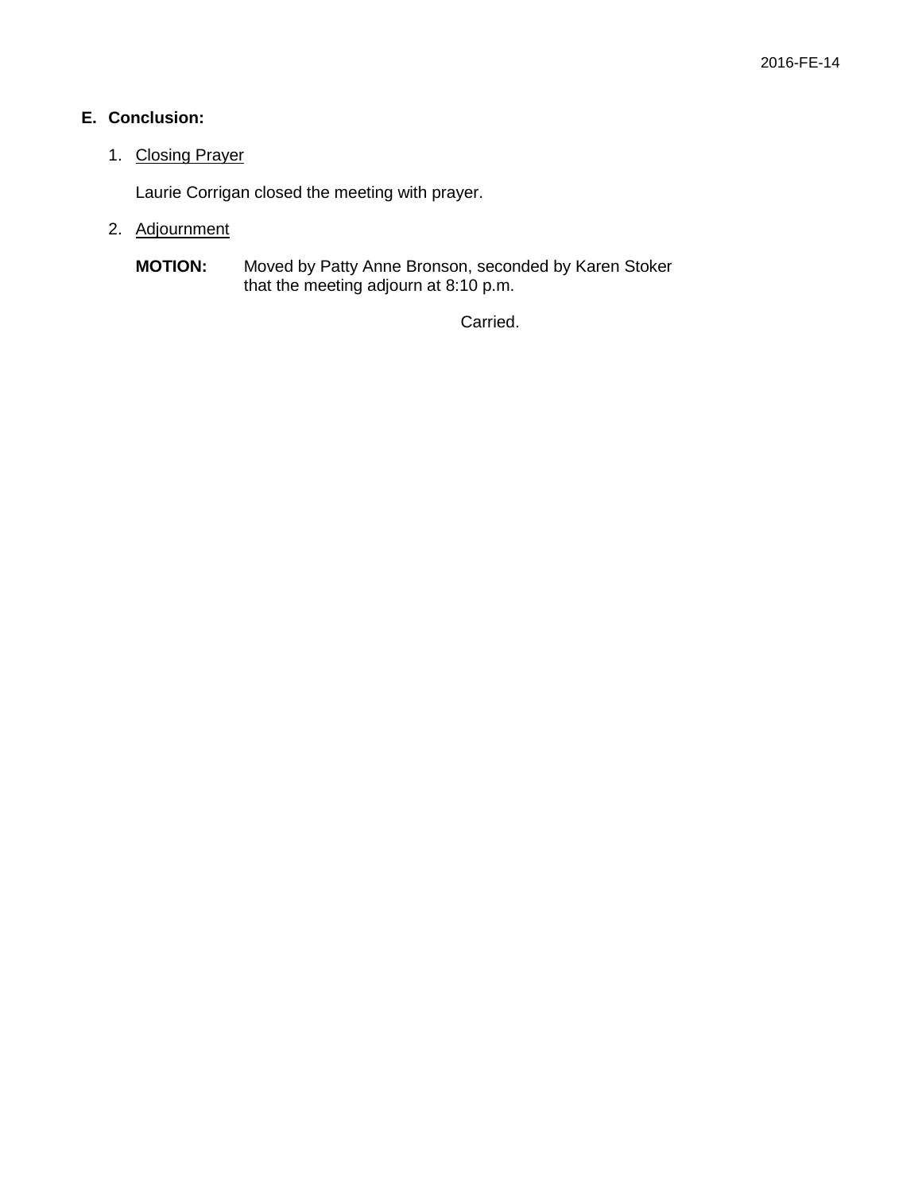## E. Conclusion:

1. Closing Prayer

   Laurie Corrigan closed the meeting with prayer.

2. Adjournment

   **MOTION:** Moved by Patty Anne Bronson, seconded by Karen Stoker that the meeting adjourn at 8:10 p.m.

   Carried.